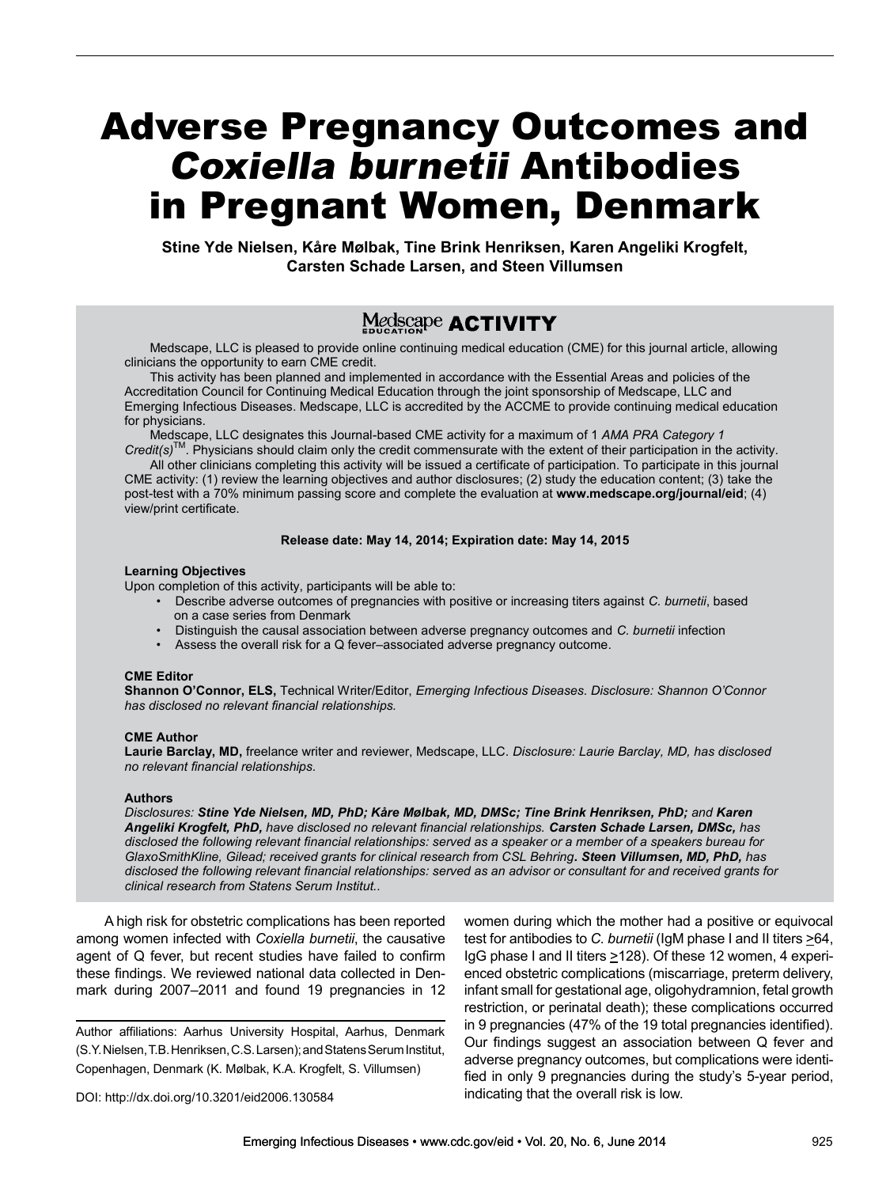# Adverse Pregnancy Outcomes and *Coxiella burnetii* Antibodies in Pregnant Women, Denmark

**Stine Yde Nielsen, Kåre Mølbak, Tine Brink Henriksen, Karen Angeliki Krogfelt, Carsten Schade Larsen, and Steen Villumsen**

## Medscape EDUCATION ACTIVITY

Medscape, LLC is pleased to provide online continuing medical education (CME) for this journal article, allowing clinicians the opportunity to earn CME credit.

This activity has been planned and implemented in accordance with the Essential Areas and policies of the Accreditation Council for Continuing Medical Education through the joint sponsorship of Medscape, LLC and Emerging Infectious Diseases. Medscape, LLC is accredited by the ACCME to provide continuing medical education for physicians.

Medscape, LLC designates this Journal-based CME activity for a maximum of 1 *AMA PRA Category 1 Credit(s)*™. Physicians should claim only the credit commensurate with the extent of their participation in the activity.

All other clinicians completing this activity will be issued a certificate of participation. To participate in this journal CME activity: (1) review the learning objectives and author disclosures; (2) study the education content; (3) take the post-test with a 70% minimum passing score and complete the evaluation at **www.medscape.org/journal/eid**; (4) view/print certificate.

**Release date: May 14, 2014; Expiration date: May 14, 2015**

**Learning Objectives**

Upon completion of this activity, participants will be able to:

- Describe adverse outcomes of pregnancies with positive or increasing titers against *C. burnetii*, based on a case series from Denmark
- Distinguish the causal association between adverse pregnancy outcomes and *C. burnetii* infection
- Assess the overall risk for a Q fever–associated adverse pregnancy outcome.

**CME Editor**

**Shannon O'Connor, ELS,** Technical Writer/Editor, *Emerging Infectious Diseases. Disclosure: Shannon O'Connor has disclosed no relevant financial relationships.*

**CME Author**

**Laurie Barclay, MD,** freelance writer and reviewer, Medscape, LLC. *Disclosure: Laurie Barclay, MD, has disclosed no relevant financial relationships.*

**Authors**

*Disclosures:* ***Stine Yde Nielsen, MD, PhD; Kåre Mølbak, MD, DMSc; Tine Brink Henriksen, PhD;*** *and* ***Karen Angeliki Krogfelt, PhD,*** *have disclosed no relevant financial relationships.* ***Carsten Schade Larsen, DMSc,*** *has disclosed the following relevant financial relationships: served as a speaker or a member of a speakers bureau for GlaxoSmithKline, Gilead; received grants for clinical research from CSL Behring.* ***Steen Villumsen, MD, PhD,*** *has disclosed the following relevant financial relationships: served as an advisor or consultant for and received grants for clinical research from Statens Serum Institut..*

A high risk for obstetric complications has been reported among women infected with *Coxiella burnetii*, the causative agent of Q fever, but recent studies have failed to confirm these findings. We reviewed national data collected in Denmark during 2007–2011 and found 19 pregnancies in 12 women during which the mother had a positive or equivocal test for antibodies to *C. burnetii* (IgM phase I and II titers $\geq$64, IgG phase I and II titers $\geq$128). Of these 12 women, 4 experienced obstetric complications (miscarriage, preterm delivery, infant small for gestational age, oligohydramnion, fetal growth restriction, or perinatal death); these complications occurred in 9 pregnancies (47% of the 19 total pregnancies identified). Our findings suggest an association between Q fever and adverse pregnancy outcomes, but complications were identified in only 9 pregnancies during the study's 5-year period, indicating that the overall risk is low.

Author affiliations: Aarhus University Hospital, Aarhus, Denmark (S.Y. Nielsen, T.B. Henriksen, C.S. Larsen); and Statens Serum Institut, Copenhagen, Denmark (K. Mølbak, K.A. Krogfelt, S. Villumsen)

DOI: http://dx.doi.org/10.3201/eid2006.130584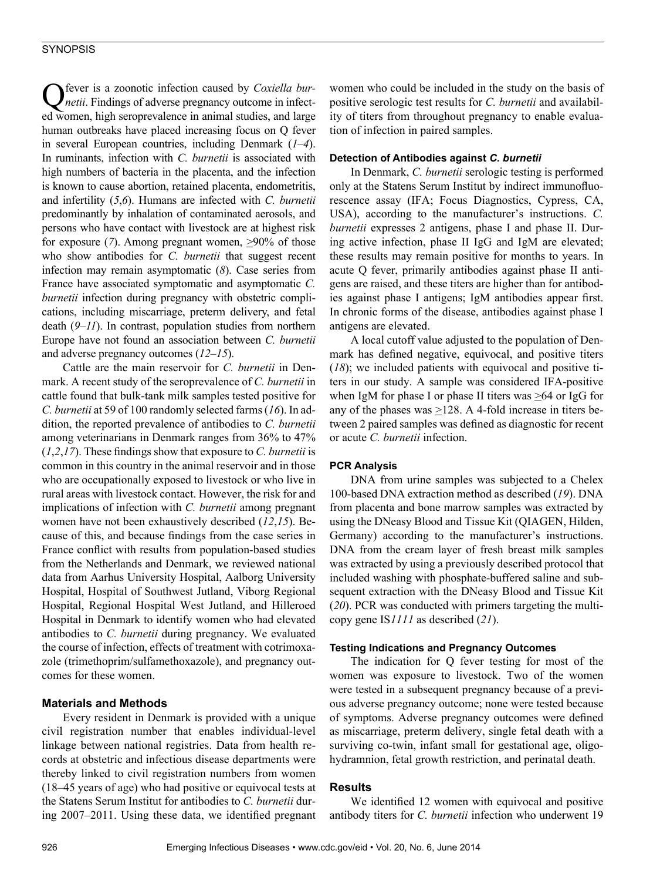Q fever is a zoonotic infection caused by *Coxiella burnetii*. Findings of adverse pregnancy outcome in infected women, high seroprevalence in animal studies, and large human outbreaks have placed increasing focus on Q fever in several European countries, including Denmark (*1–4*). In ruminants, infection with *C. burnetii* is associated with high numbers of bacteria in the placenta, and the infection is known to cause abortion, retained placenta, endometritis, and infertility (*5*,*6*). Humans are infected with *C. burnetii* predominantly by inhalation of contaminated aerosols, and persons who have contact with livestock are at highest risk for exposure (*7*). Among pregnant women, >90% of those who show antibodies for *C. burnetii* that suggest recent infection may remain asymptomatic (*8*). Case series from France have associated symptomatic and asymptomatic *C. burnetii* infection during pregnancy with obstetric complications, including miscarriage, preterm delivery, and fetal death (*9–11*). In contrast, population studies from northern Europe have not found an association between *C. burnetii* and adverse pregnancy outcomes (*12–15*).

Cattle are the main reservoir for *C. burnetii* in Denmark. A recent study of the seroprevalence of *C. burnetii* in cattle found that bulk-tank milk samples tested positive for *C. burnetii* at 59 of 100 randomly selected farms (*16*). In addition, the reported prevalence of antibodies to *C. burnetii* among veterinarians in Denmark ranges from 36% to 47% (*1*,*2*,*17*). These findings show that exposure to *C. burnetii* is common in this country in the animal reservoir and in those who are occupationally exposed to livestock or who live in rural areas with livestock contact. However, the risk for and implications of infection with *C. burnetii* among pregnant women have not been exhaustively described (*12*,*15*). Because of this, and because findings from the case series in France conflict with results from population-based studies from the Netherlands and Denmark, we reviewed national data from Aarhus University Hospital, Aalborg University Hospital, Hospital of Southwest Jutland, Viborg Regional Hospital, Regional Hospital West Jutland, and Hilleroed Hospital in Denmark to identify women who had elevated antibodies to *C. burnetii* during pregnancy. We evaluated the course of infection, effects of treatment with cotrimoxazole (trimethoprim/sulfamethoxazole), and pregnancy outcomes for these women.

## Materials and Methods

Every resident in Denmark is provided with a unique civil registration number that enables individual-level linkage between national registries. Data from health records at obstetric and infectious disease departments were thereby linked to civil registration numbers from women (18–45 years of age) who had positive or equivocal tests at the Statens Serum Institut for antibodies to *C. burnetii* during 2007–2011. Using these data, we identified pregnant women who could be included in the study on the basis of positive serologic test results for *C. burnetii* and availability of titers from throughout pregnancy to enable evaluation of infection in paired samples.

### Detection of Antibodies against *C. burnetii*

In Denmark, *C. burnetii* serologic testing is performed only at the Statens Serum Institut by indirect immunofluorescence assay (IFA; Focus Diagnostics, Cypress, CA, USA), according to the manufacturer's instructions. *C. burnetii* expresses 2 antigens, phase I and phase II. During active infection, phase II IgG and IgM are elevated; these results may remain positive for months to years. In acute Q fever, primarily antibodies against phase II antigens are raised, and these titers are higher than for antibodies against phase I antigens; IgM antibodies appear first. In chronic forms of the disease, antibodies against phase I antigens are elevated.

A local cutoff value adjusted to the population of Denmark has defined negative, equivocal, and positive titers (*18*); we included patients with equivocal and positive titers in our study. A sample was considered IFA-positive when IgM for phase I or phase II titers was >64 or IgG for any of the phases was >128. A 4-fold increase in titers between 2 paired samples was defined as diagnostic for recent or acute *C. burnetii* infection.

### PCR Analysis

DNA from urine samples was subjected to a Chelex 100-based DNA extraction method as described (*19*). DNA from placenta and bone marrow samples was extracted by using the DNeasy Blood and Tissue Kit (QIAGEN, Hilden, Germany) according to the manufacturer's instructions. DNA from the cream layer of fresh breast milk samples was extracted by using a previously described protocol that included washing with phosphate-buffered saline and subsequent extraction with the DNeasy Blood and Tissue Kit (*20*). PCR was conducted with primers targeting the multicopy gene IS*1111* as described (*21*).

### Testing Indications and Pregnancy Outcomes

The indication for Q fever testing for most of the women was exposure to livestock. Two of the women were tested in a subsequent pregnancy because of a previous adverse pregnancy outcome; none were tested because of symptoms. Adverse pregnancy outcomes were defined as miscarriage, preterm delivery, single fetal death with a surviving co-twin, infant small for gestational age, oligohydramnion, fetal growth restriction, and perinatal death.

## Results

We identified 12 women with equivocal and positive antibody titers for *C. burnetii* infection who underwent 19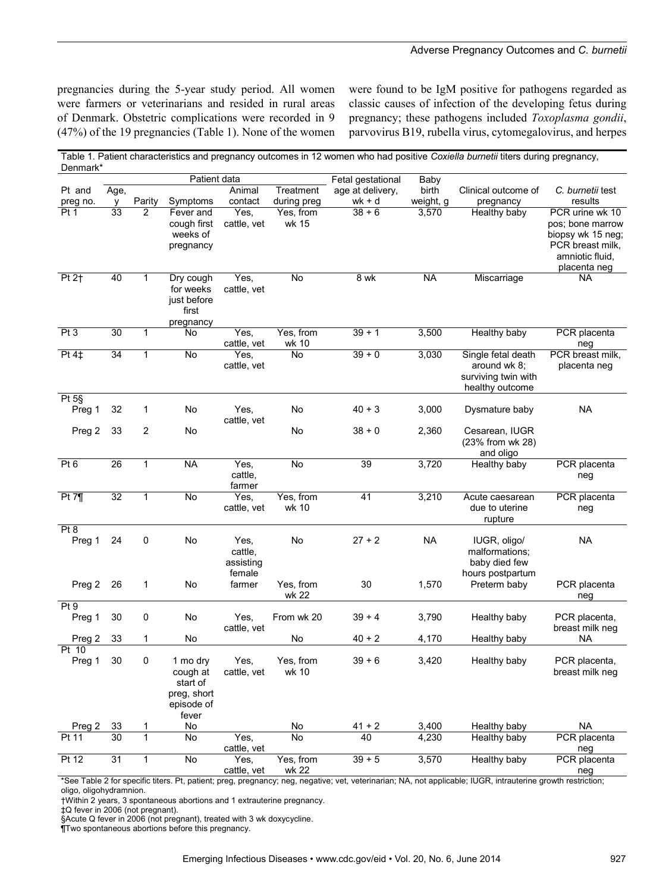pregnancies during the 5-year study period. All women were farmers or veterinarians and resided in rural areas of Denmark. Obstetric complications were recorded in 9 (47%) of the 19 pregnancies (Table 1). None of the women were found to be IgM positive for pathogens regarded as classic causes of infection of the developing fetus during pregnancy; these pathogens included *Toxoplasma gondii*, parvovirus B19, rubella virus, cytomegalovirus, and herpes

Table 1. Patient characteristics and pregnancy outcomes in 12 women who had positive *Coxiella burnetii* titers during pregnancy, Denmark*

| Pt and preg no. | Patient data | | | | | Fetal gestational age at delivery, wk + d | Baby birth weight, g | Clinical outcome of pregnancy | *C. burnetii* test results |
|---|---|---|---|---|---|---|---|---|---|
| | Age, y | Parity | Symptoms | Animal contact | Treatment during preg | | | | |
| Pt 1 | 33 | 2 | Fever and cough first weeks of pregnancy | Yes, cattle, vet | Yes, from wk 15 | 38 + 6 | 3,570 | Healthy baby | PCR urine wk 10 pos; bone marrow biopsy wk 15 neg; PCR breast milk, amniotic fluid, placenta neg |
| Pt 2† | 40 | 1 | Dry cough for weeks just before first pregnancy | Yes, cattle, vet | No | 8 wk | NA | Miscarriage | NA |
| Pt 3 | 30 | 1 | No | Yes, cattle, vet | Yes, from wk 10 | 39 + 1 | 3,500 | Healthy baby | PCR placenta neg |
| Pt 4‡ | 34 | 1 | No | Yes, cattle, vet | No | 39 + 0 | 3,030 | Single fetal death around wk 8; surviving twin with healthy outcome | PCR breast milk, placenta neg |
| Pt 5§ | | | | | | | | | |
| Preg 1 | 32 | 1 | No | Yes, cattle, vet | No | 40 + 3 | 3,000 | Dysmature baby | NA |
| Preg 2 | 33 | 2 | No | | No | 38 + 0 | 2,360 | Cesarean, IUGR (23% from wk 28) and oligo | |
| Pt 6 | 26 | 1 | NA | Yes, cattle, farmer | No | 39 | 3,720 | Healthy baby | PCR placenta neg |
| Pt 7¶ | 32 | 1 | No | Yes, cattle, vet | Yes, from wk 10 | 41 | 3,210 | Acute caesarean due to uterine rupture | PCR placenta neg |
| Pt 8 | | | | | | | | | |
| Preg 1 | 24 | 0 | No | Yes, cattle, assisting female farmer | No | 27 + 2 | NA | IUGR, oligo/ malformations; baby died few hours postpartum | NA |
| Preg 2 | 26 | 1 | No | | Yes, from wk 22 | 30 | 1,570 | Preterm baby | PCR placenta neg |
| Pt 9 | | | | | | | | | |
| Preg 1 | 30 | 0 | No | Yes, cattle, vet | From wk 20 | 39 + 4 | 3,790 | Healthy baby | PCR placenta, breast milk neg |
| Preg 2 | 33 | 1 | No | | No | 40 + 2 | 4,170 | Healthy baby | NA |
| Pt 10 | | | | | | | | | |
| Preg 1 | 30 | 0 | 1 mo dry cough at start of preg, short episode of fever | Yes, cattle, vet | Yes, from wk 10 | 39 + 6 | 3,420 | Healthy baby | PCR placenta, breast milk neg |
| Preg 2 | 33 | 1 | No | | No | 41 + 2 | 3,400 | Healthy baby | NA |
| Pt 11 | 30 | 1 | No | Yes, cattle, vet | No | 40 | 4,230 | Healthy baby | PCR placenta neg |
| Pt 12 | 31 | 1 | No | Yes, cattle, vet | Yes, from wk 22 | 39 + 5 | 3,570 | Healthy baby | PCR placenta neg |

*See Table 2 for specific titers. Pt, patient; preg, pregnancy; neg, negative; vet, veterinarian; NA, not applicable; IUGR, intrauterine growth restriction; oligo, oligohydramnion.
†Within 2 years, 3 spontaneous abortions and 1 extrauterine pregnancy.
‡Q fever in 2006 (not pregnant).
§Acute Q fever in 2006 (not pregnant), treated with 3 wk doxycycline.
¶Two spontaneous abortions before this pregnancy.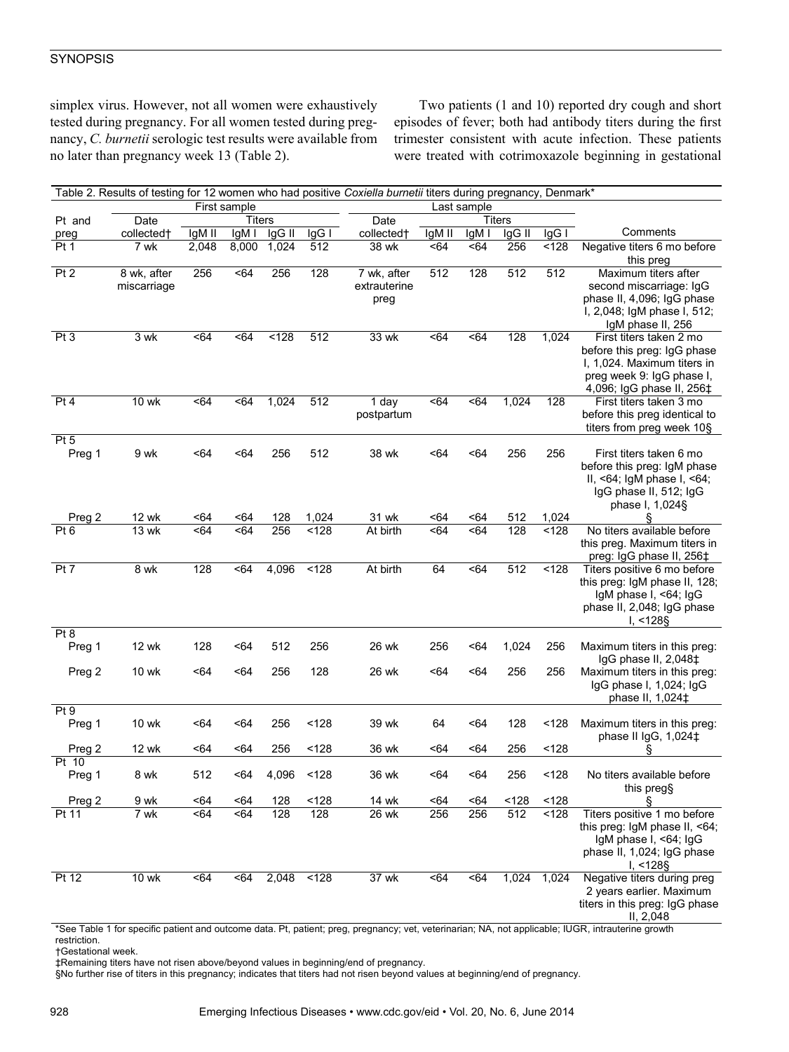simplex virus. However, not all women were exhaustively tested during pregnancy. For all women tested during pregnancy, *C. burnetii* serologic test results were available from no later than pregnancy week 13 (Table 2).

Two patients (1 and 10) reported dry cough and short episodes of fever; both had antibody titers during the first trimester consistent with acute infection. These patients were treated with cotrimoxazole beginning in gestational

Table 2. Results of testing for 12 women who had positive *Coxiella burnetii* titers during pregnancy, Denmark*

| Pt and preg | First sample | | | | | Last sample | | | | | Comments |
|---|---|---|---|---|---|---|---|---|---|---|---|
| | Date collected† | Titers | | | | Date collected† | Titers | | | | |
| | | IgM II | IgM I | IgG II | IgG I | | IgM II | IgM I | IgG II | IgG I | |
| Pt 1 | 7 wk | 2,048 | 8,000 | 1,024 | 512 | 38 wk | <64 | <64 | 256 | <128 | Negative titers 6 mo before this preg |
| Pt 2 | 8 wk, after miscarriage | 256 | <64 | 256 | 128 | 7 wk, after extrauterine preg | 512 | 128 | 512 | 512 | Maximum titers after second miscarriage: IgG phase II, 4,096; IgG phase I, 2,048; IgM phase I, 512; IgM phase II, 256 |
| Pt 3 | 3 wk | <64 | <64 | <128 | 512 | 33 wk | <64 | <64 | 128 | 1,024 | First titers taken 2 mo before this preg: IgG phase I, 1,024. Maximum titers in preg week 9: IgG phase I, 4,096; IgG phase II, 256‡ |
| Pt 4 | 10 wk | <64 | <64 | 1,024 | 512 | 1 day postpartum | <64 | <64 | 1,024 | 128 | First titers taken 3 mo before this preg identical to titers from preg week 10§ |
| Pt 5 | | | | | | | | | | | |
| Preg 1 | 9 wk | <64 | <64 | 256 | 512 | 38 wk | <64 | <64 | 256 | 256 | First titers taken 6 mo before this preg: IgM phase II, <64; IgM phase I, <64; IgG phase II, 512; IgG phase I, 1,024§ |
| Preg 2 | 12 wk | <64 | <64 | 128 | 1,024 | 31 wk | <64 | <64 | 512 | 1,024 | § |
| Pt 6 | 13 wk | <64 | <64 | 256 | <128 | At birth | <64 | <64 | 128 | <128 | No titers available before this preg. Maximum titers in preg: IgG phase II, 256‡ |
| Pt 7 | 8 wk | 128 | <64 | 4,096 | <128 | At birth | 64 | <64 | 512 | <128 | Titers positive 6 mo before this preg: IgM phase II, 128; IgM phase I, <64; IgG phase II, 2,048; IgG phase I, <128§ |
| Pt 8 | | | | | | | | | | | |
| Preg 1 | 12 wk | 128 | <64 | 512 | 256 | 26 wk | 256 | <64 | 1,024 | 256 | Maximum titers in this preg: IgG phase II, 2,048‡ |
| Preg 2 | 10 wk | <64 | <64 | 256 | 128 | 26 wk | <64 | <64 | 256 | 256 | Maximum titers in this preg: IgG phase I, 1,024; IgG phase II, 1,024‡ |
| Pt 9 | | | | | | | | | | | |
| Preg 1 | 10 wk | <64 | <64 | 256 | <128 | 39 wk | 64 | <64 | 128 | <128 | Maximum titers in this preg: phase II IgG, 1,024‡ |
| Preg 2 | 12 wk | <64 | <64 | 256 | <128 | 36 wk | <64 | <64 | 256 | <128 | § |
| Pt 10 | | | | | | | | | | | |
| Preg 1 | 8 wk | 512 | <64 | 4,096 | <128 | 36 wk | <64 | <64 | 256 | <128 | No titers available before this preg§ |
| Preg 2 | 9 wk | <64 | <64 | 128 | <128 | 14 wk | <64 | <64 | <128 | <128 | § |
| Pt 11 | 7 wk | <64 | <64 | 128 | 128 | 26 wk | 256 | 256 | 512 | <128 | Titers positive 1 mo before this preg: IgM phase II, <64; IgM phase I, <64; IgG phase II, 1,024; IgG phase I, <128§ |
| Pt 12 | 10 wk | <64 | <64 | 2,048 | <128 | 37 wk | <64 | <64 | 1,024 | 1,024 | Negative titers during preg 2 years earlier. Maximum titers in this preg: IgG phase II, 2,048 |

*See Table 1 for specific patient and outcome data. Pt, patient; preg, pregnancy; vet, veterinarian; NA, not applicable; IUGR, intrauterine growth restriction.
†Gestational week.
‡Remaining titers have not risen above/beyond values in beginning/end of pregnancy.
§No further rise of titers in this pregnancy; indicates that titers had not risen beyond values at beginning/end of pregnancy.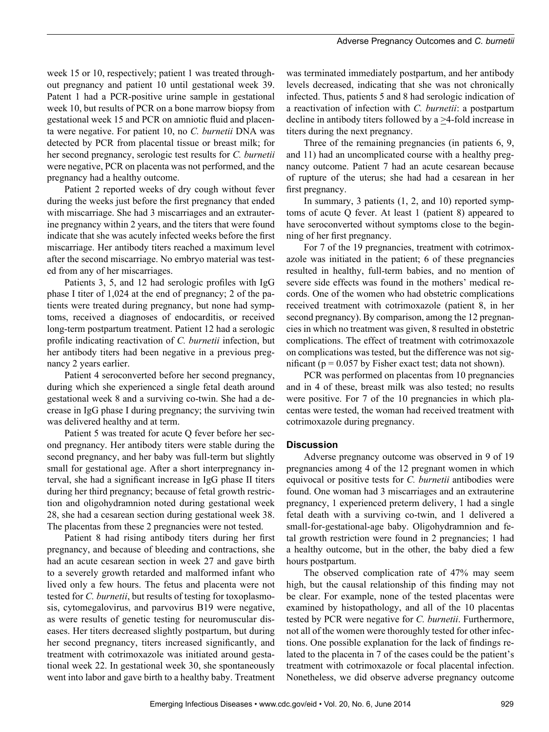week 15 or 10, respectively; patient 1 was treated throughout pregnancy and patient 10 until gestational week 39. Patent 1 had a PCR-positive urine sample in gestational week 10, but results of PCR on a bone marrow biopsy from gestational week 15 and PCR on amniotic fluid and placenta were negative. For patient 10, no *C. burnetii* DNA was detected by PCR from placental tissue or breast milk; for her second pregnancy, serologic test results for *C. burnetii* were negative, PCR on placenta was not performed, and the pregnancy had a healthy outcome.

Patient 2 reported weeks of dry cough without fever during the weeks just before the first pregnancy that ended with miscarriage. She had 3 miscarriages and an extrauterine pregnancy within 2 years, and the titers that were found indicate that she was acutely infected weeks before the first miscarriage. Her antibody titers reached a maximum level after the second miscarriage. No embryo material was tested from any of her miscarriages.

Patients 3, 5, and 12 had serologic profiles with IgG phase I titer of 1,024 at the end of pregnancy; 2 of the patients were treated during pregnancy, but none had symptoms, received a diagnoses of endocarditis, or received long-term postpartum treatment. Patient 12 had a serologic profile indicating reactivation of *C. burnetii* infection, but her antibody titers had been negative in a previous pregnancy 2 years earlier.

Patient 4 seroconverted before her second pregnancy, during which she experienced a single fetal death around gestational week 8 and a surviving co-twin. She had a decrease in IgG phase I during pregnancy; the surviving twin was delivered healthy and at term.

Patient 5 was treated for acute Q fever before her second pregnancy. Her antibody titers were stable during the second pregnancy, and her baby was full-term but slightly small for gestational age. After a short interpregnancy interval, she had a significant increase in IgG phase II titers during her third pregnancy; because of fetal growth restriction and oligohydramnion noted during gestational week 28, she had a cesarean section during gestational week 38. The placentas from these 2 pregnancies were not tested.

Patient 8 had rising antibody titers during her first pregnancy, and because of bleeding and contractions, she had an acute cesarean section in week 27 and gave birth to a severely growth retarded and malformed infant who lived only a few hours. The fetus and placenta were not tested for *C. burnetii*, but results of testing for toxoplasmosis, cytomegalovirus, and parvovirus B19 were negative, as were results of genetic testing for neuromuscular diseases. Her titers decreased slightly postpartum, but during her second pregnancy, titers increased significantly, and treatment with cotrimoxazole was initiated around gestational week 22. In gestational week 30, she spontaneously went into labor and gave birth to a healthy baby. Treatment was terminated immediately postpartum, and her antibody levels decreased, indicating that she was not chronically infected. Thus, patients 5 and 8 had serologic indication of a reactivation of infection with *C. burnetii*: a postpartum decline in antibody titers followed by a ≥4-fold increase in titers during the next pregnancy.

Three of the remaining pregnancies (in patients 6, 9, and 11) had an uncomplicated course with a healthy pregnancy outcome. Patient 7 had an acute cesarean because of rupture of the uterus; she had had a cesarean in her first pregnancy.

In summary, 3 patients (1, 2, and 10) reported symptoms of acute Q fever. At least 1 (patient 8) appeared to have seroconverted without symptoms close to the beginning of her first pregnancy.

For 7 of the 19 pregnancies, treatment with cotrimoxazole was initiated in the patient; 6 of these pregnancies resulted in healthy, full-term babies, and no mention of severe side effects was found in the mothers' medical records. One of the women who had obstetric complications received treatment with cotrimoxazole (patient 8, in her second pregnancy). By comparison, among the 12 pregnancies in which no treatment was given, 8 resulted in obstetric complications. The effect of treatment with cotrimoxazole on complications was tested, but the difference was not significant ($p = 0.057$ by Fisher exact test; data not shown).

PCR was performed on placentas from 10 pregnancies and in 4 of these, breast milk was also tested; no results were positive. For 7 of the 10 pregnancies in which placentas were tested, the woman had received treatment with cotrimoxazole during pregnancy.

## Discussion

Adverse pregnancy outcome was observed in 9 of 19 pregnancies among 4 of the 12 pregnant women in which equivocal or positive tests for *C. burnetii* antibodies were found. One woman had 3 miscarriages and an extrauterine pregnancy, 1 experienced preterm delivery, 1 had a single fetal death with a surviving co-twin, and 1 delivered a small-for-gestational-age baby. Oligohydramnion and fetal growth restriction were found in 2 pregnancies; 1 had a healthy outcome, but in the other, the baby died a few hours postpartum.

The observed complication rate of 47% may seem high, but the causal relationship of this finding may not be clear. For example, none of the tested placentas were examined by histopathology, and all of the 10 placentas tested by PCR were negative for *C. burnetii*. Furthermore, not all of the women were thoroughly tested for other infections. One possible explanation for the lack of findings related to the placenta in 7 of the cases could be the patient's treatment with cotrimoxazole or focal placental infection. Nonetheless, we did observe adverse pregnancy outcome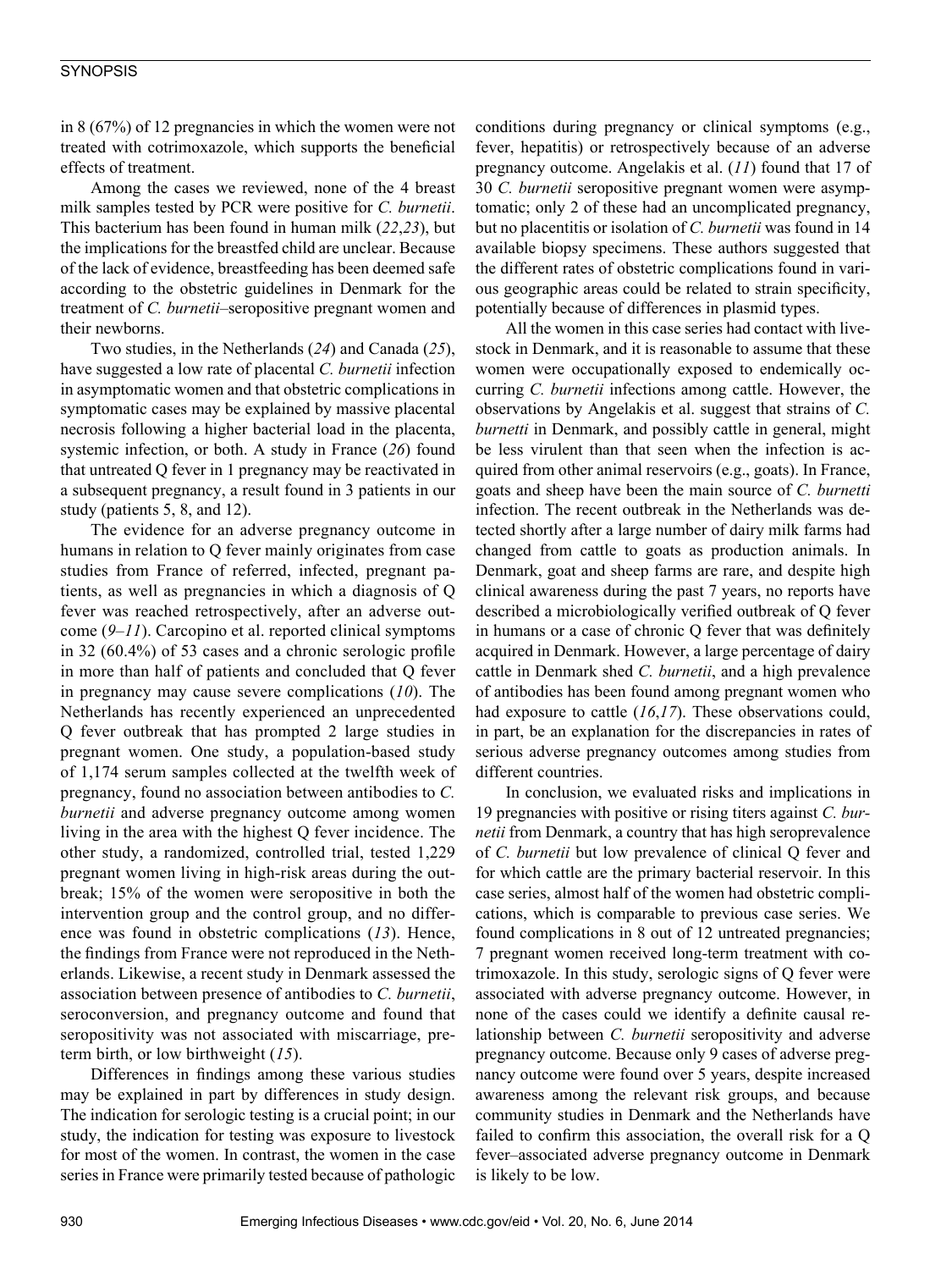in 8 (67%) of 12 pregnancies in which the women were not treated with cotrimoxazole, which supports the beneficial effects of treatment.

Among the cases we reviewed, none of the 4 breast milk samples tested by PCR were positive for *C. burnetii*. This bacterium has been found in human milk (*22*,*23*), but the implications for the breastfed child are unclear. Because of the lack of evidence, breastfeeding has been deemed safe according to the obstetric guidelines in Denmark for the treatment of *C. burnetii*–seropositive pregnant women and their newborns.

Two studies, in the Netherlands (*24*) and Canada (*25*), have suggested a low rate of placental *C. burnetii* infection in asymptomatic women and that obstetric complications in symptomatic cases may be explained by massive placental necrosis following a higher bacterial load in the placenta, systemic infection, or both. A study in France (*26*) found that untreated Q fever in 1 pregnancy may be reactivated in a subsequent pregnancy, a result found in 3 patients in our study (patients 5, 8, and 12).

The evidence for an adverse pregnancy outcome in humans in relation to Q fever mainly originates from case studies from France of referred, infected, pregnant patients, as well as pregnancies in which a diagnosis of Q fever was reached retrospectively, after an adverse outcome (*9*–*11*). Carcopino et al. reported clinical symptoms in 32 (60.4%) of 53 cases and a chronic serologic profile in more than half of patients and concluded that Q fever in pregnancy may cause severe complications (*10*). The Netherlands has recently experienced an unprecedented Q fever outbreak that has prompted 2 large studies in pregnant women. One study, a population-based study of 1,174 serum samples collected at the twelfth week of pregnancy, found no association between antibodies to *C. burnetii* and adverse pregnancy outcome among women living in the area with the highest Q fever incidence. The other study, a randomized, controlled trial, tested 1,229 pregnant women living in high-risk areas during the outbreak; 15% of the women were seropositive in both the intervention group and the control group, and no difference was found in obstetric complications (*13*). Hence, the findings from France were not reproduced in the Netherlands. Likewise, a recent study in Denmark assessed the association between presence of antibodies to *C. burnetii*, seroconversion, and pregnancy outcome and found that seropositivity was not associated with miscarriage, preterm birth, or low birthweight (*15*).

Differences in findings among these various studies may be explained in part by differences in study design. The indication for serologic testing is a crucial point; in our study, the indication for testing was exposure to livestock for most of the women. In contrast, the women in the case series in France were primarily tested because of pathologic conditions during pregnancy or clinical symptoms (e.g., fever, hepatitis) or retrospectively because of an adverse pregnancy outcome. Angelakis et al. (*11*) found that 17 of 30 *C. burnetii* seropositive pregnant women were asymptomatic; only 2 of these had an uncomplicated pregnancy, but no placentitis or isolation of *C. burnetii* was found in 14 available biopsy specimens. These authors suggested that the different rates of obstetric complications found in various geographic areas could be related to strain specificity, potentially because of differences in plasmid types.

All the women in this case series had contact with livestock in Denmark, and it is reasonable to assume that these women were occupationally exposed to endemically occurring *C. burnetii* infections among cattle. However, the observations by Angelakis et al. suggest that strains of *C. burnetti* in Denmark, and possibly cattle in general, might be less virulent than that seen when the infection is acquired from other animal reservoirs (e.g., goats). In France, goats and sheep have been the main source of *C. burnetti* infection. The recent outbreak in the Netherlands was detected shortly after a large number of dairy milk farms had changed from cattle to goats as production animals. In Denmark, goat and sheep farms are rare, and despite high clinical awareness during the past 7 years, no reports have described a microbiologically verified outbreak of Q fever in humans or a case of chronic Q fever that was definitely acquired in Denmark. However, a large percentage of dairy cattle in Denmark shed *C. burnetii*, and a high prevalence of antibodies has been found among pregnant women who had exposure to cattle (*16*,*17*). These observations could, in part, be an explanation for the discrepancies in rates of serious adverse pregnancy outcomes among studies from different countries.

In conclusion, we evaluated risks and implications in 19 pregnancies with positive or rising titers against *C. burnetii* from Denmark, a country that has high seroprevalence of *C. burnetii* but low prevalence of clinical Q fever and for which cattle are the primary bacterial reservoir. In this case series, almost half of the women had obstetric complications, which is comparable to previous case series. We found complications in 8 out of 12 untreated pregnancies; 7 pregnant women received long-term treatment with cotrimoxazole. In this study, serologic signs of Q fever were associated with adverse pregnancy outcome. However, in none of the cases could we identify a definite causal relationship between *C. burnetii* seropositivity and adverse pregnancy outcome. Because only 9 cases of adverse pregnancy outcome were found over 5 years, despite increased awareness among the relevant risk groups, and because community studies in Denmark and the Netherlands have failed to confirm this association, the overall risk for a Q fever–associated adverse pregnancy outcome in Denmark is likely to be low.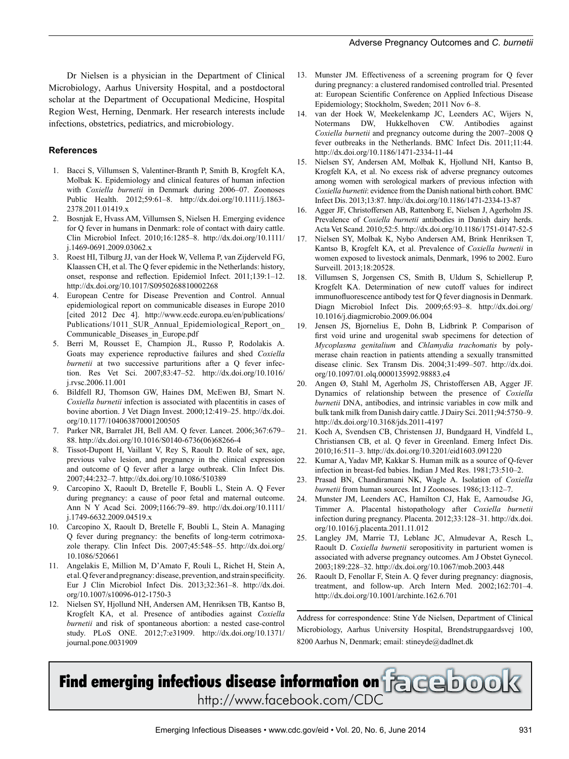Dr Nielsen is a physician in the Department of Clinical Microbiology, Aarhus University Hospital, and a postdoctoral scholar at the Department of Occupational Medicine, Hospital Region West, Herning, Denmark. Her research interests include infections, obstetrics, pediatrics, and microbiology.

## References

1. Bacci S, Villumsen S, Valentiner-Branth P, Smith B, Krogfelt KA, Molbak K. Epidemiology and clinical features of human infection with *Coxiella burnetii* in Denmark during 2006–07. Zoonoses Public Health. 2012;59:61–8. http://dx.doi.org/10.1111/j.1863-2378.2011.01419.x
2. Bosnjak E, Hvass AM, Villumsen S, Nielsen H. Emerging evidence for Q fever in humans in Denmark: role of contact with dairy cattle. Clin Microbiol Infect. 2010;16:1285–8. http://dx.doi.org/10.1111/j.1469-0691.2009.03062.x
3. Roest HI, Tilburg JJ, van der Hoek W, Vellema P, van Zijderveld FG, Klaassen CH, et al. The Q fever epidemic in the Netherlands: history, onset, response and reflection. Epidemiol Infect. 2011;139:1–12. http://dx.doi.org/10.1017/S0950268810002268
4. European Centre for Disease Prevention and Control. Annual epidemiological report on communicable diseases in Europe 2010 [cited 2012 Dec 4]. http://www.ecdc.europa.eu/en/publications/Publications/1011_SUR_Annual_Epidemiological_Report_on_Communicable_Diseases_in_Europe.pdf
5. Berri M, Rousset E, Champion JL, Russo P, Rodolakis A. Goats may experience reproductive failures and shed *Coxiella burnetii* at two successive parturitions after a Q fever infection. Res Vet Sci. 2007;83:47–52. http://dx.doi.org/10.1016/j.rvsc.2006.11.001
6. Bildfell RJ, Thomson GW, Haines DM, McEwen BJ, Smart N. *Coxiella burnetii* infection is associated with placentitis in cases of bovine abortion. J Vet Diagn Invest. 2000;12:419–25. http://dx.doi.org/10.1177/104063870001200505
7. Parker NR, Barralet JH, Bell AM. Q fever. Lancet. 2006;367:679–88. http://dx.doi.org/10.1016/S0140-6736(06)68266-4
8. Tissot-Dupont H, Vaillant V, Rey S, Raoult D. Role of sex, age, previous valve lesion, and pregnancy in the clinical expression and outcome of Q fever after a large outbreak. Clin Infect Dis. 2007;44:232–7. http://dx.doi.org/10.1086/510389
9. Carcopino X, Raoult D, Bretelle F, Boubli L, Stein A. Q Fever during pregnancy: a cause of poor fetal and maternal outcome. Ann N Y Acad Sci. 2009;1166:79–89. http://dx.doi.org/10.1111/j.1749-6632.2009.04519.x
10. Carcopino X, Raoult D, Bretelle F, Boubli L, Stein A. Managing Q fever during pregnancy: the benefits of long-term cotrimoxazole therapy. Clin Infect Dis. 2007;45:548–55. http://dx.doi.org/10.1086/520661
11. Angelakis E, Million M, D'Amato F, Rouli L, Richet H, Stein A, et al. Q fever and pregnancy: disease, prevention, and strain specificity. Eur J Clin Microbiol Infect Dis. 2013;32:361–8. http://dx.doi.org/10.1007/s10096-012-1750-3
12. Nielsen SY, Hjollund NH, Andersen AM, Henriksen TB, Kantso B, Krogfelt KA, et al. Presence of antibodies against *Coxiella burnetii* and risk of spontaneous abortion: a nested case-control study. PLoS ONE. 2012;7:e31909. http://dx.doi.org/10.1371/journal.pone.0031909
13. Munster JM. Effectiveness of a screening program for Q fever during pregnancy: a clustered randomised controlled trial. Presented at: European Scientific Conference on Applied Infectious Disease Epidemiology; Stockholm, Sweden; 2011 Nov 6–8.
14. van der Hoek W, Meekelenkamp JC, Leenders AC, Wijers N, Notermans DW, Hukkelhoven CW. Antibodies against *Coxiella burnetii* and pregnancy outcome during the 2007–2008 Q fever outbreaks in the Netherlands. BMC Infect Dis. 2011;11:44. http://dx.doi.org/10.1186/1471-2334-11-44
15. Nielsen SY, Andersen AM, Molbak K, Hjollund NH, Kantso B, Krogfelt KA, et al. No excess risk of adverse pregnancy outcomes among women with serological markers of previous infection with *Coxiella burnetii*: evidence from the Danish national birth cohort. BMC Infect Dis. 2013;13:87. http://dx.doi.org/10.1186/1471-2334-13-87
16. Agger JF, Christoffersen AB, Rattenborg E, Nielsen J, Agerholm JS. Prevalence of *Coxiella burnetii* antibodies in Danish dairy herds. Acta Vet Scand. 2010;52:5. http://dx.doi.org/10.1186/1751-0147-52-5
17. Nielsen SY, Molbak K, Nybo Andersen AM, Brink Henriksen T, Kantso B, Krogfelt KA, et al. Prevalence of *Coxiella burnetii* in women exposed to livestock animals, Denmark, 1996 to 2002. Euro Surveill. 2013;18:20528.
18. Villumsen S, Jorgensen CS, Smith B, Uldum S, Schiellerup P, Krogfelt KA. Determination of new cutoff values for indirect immunofluorescence antibody test for Q fever diagnosis in Denmark. Diagn Microbiol Infect Dis. 2009;65:93–8. http://dx.doi.org/10.1016/j.diagmicrobio.2009.06.004
19. Jensen JS, Bjornelius E, Dohn B, Lidbrink P. Comparison of first void urine and urogenital swab specimens for detection of *Mycoplasma genitalium* and *Chlamydia trachomatis* by polymerase chain reaction in patients attending a sexually transmitted disease clinic. Sex Transm Dis. 2004;31:499–507. http://dx.doi.org/10.1097/01.olq.0000135992.98883.e4
20. Angen Ø, Stahl M, Agerholm JS, Christoffersen AB, Agger JF. Dynamics of relationship between the presence of *Coxiella burnetii* DNA, antibodies, and intrinsic variables in cow milk and bulk tank milk from Danish dairy cattle. J Dairy Sci. 2011;94:5750–9. http://dx.doi.org/10.3168/jds.2011-4197
21. Koch A, Svendsen CB, Christensen JJ, Bundgaard H, Vindfeld L, Christiansen CB, et al. Q fever in Greenland. Emerg Infect Dis. 2010;16:511–3. http://dx.doi.org/10.3201/eid1603.091220
22. Kumar A, Yadav MP, Kakkar S. Human milk as a source of Q-fever infection in breast-fed babies. Indian J Med Res. 1981;73:510–2.
23. Prasad BN, Chandiramani NK, Wagle A. Isolation of *Coxiella burnetii* from human sources. Int J Zoonoses. 1986;13:112–7.
24. Munster JM, Leenders AC, Hamilton CJ, Hak E, Aarnoudse JG, Timmer A. Placental histopathology after *Coxiella burnetii* infection during pregnancy. Placenta. 2012;33:128–31. http://dx.doi.org/10.1016/j.placenta.2011.11.012
25. Langley JM, Marrie TJ, Leblanc JC, Almudevar A, Resch L, Raoult D. *Coxiella burnetii* seropositivity in parturient women is associated with adverse pregnancy outcomes. Am J Obstet Gynecol. 2003;189:228–32. http://dx.doi.org/10.1067/mob.2003.448
26. Raoult D, Fenollar F, Stein A. Q fever during pregnancy: diagnosis, treatment, and follow-up. Arch Intern Med. 2002;162:701–4. http://dx.doi.org/10.1001/archinte.162.6.701

Address for correspondence: Stine Yde Nielsen, Department of Clinical Microbiology, Aarhus University Hospital, Brendstrupgaardsvej 100, 8200 Aarhus N, Denmark; email: stineyde@dadlnet.dk

**Find emerging infectious disease information on facebook**
http://www.facebook.com/CDC